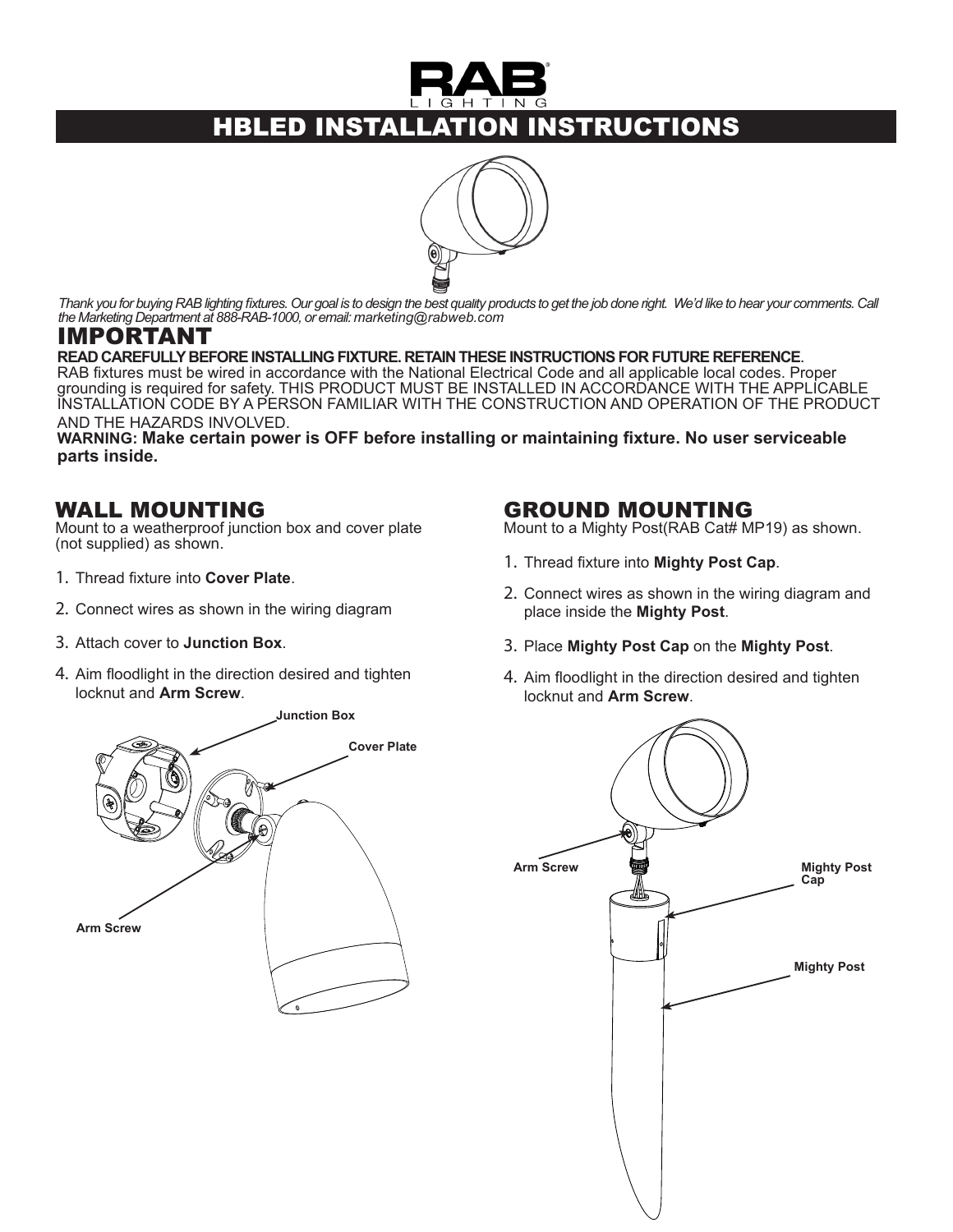# HBLED INSTALLATION INSTRUCTIONS

*Thank you for buying RAB lighting fixtures. Our goal is to design the best quality products to get the job done right. We'd like to hear your comments. Call the Marketing Department at 888-RAB-1000, or email: marketing@rabweb.com*

## IMPORTANT

**READ CAREFULLY BEFORE INSTALLING FIXTURE. RETAIN THESE INSTRUCTIONS FOR FUTURE REFERENCE.**
RAB fixtures must be wired in accordance with the National Electrical Code and all applicable local codes. Proper grounding is required for safety. THIS PRODUCT MUST BE INSTALLED IN ACCORDANCE WITH THE APPLICABLE INSTALLATION CODE BY A PERSON FAMILIAR WITH THE CONSTRUCTION AND OPERATION OF THE PRODUCT AND THE HAZARDS INVOLVED.
**WARNING: Make certain power is OFF before installing or maintaining fixture. No user serviceable parts inside.**

## WALL MOUNTING

Mount to a weatherproof junction box and cover plate (not supplied) as shown.

1. Thread fixture into **Cover Plate**.
2. Connect wires as shown in the wiring diagram
3. Attach cover to **Junction Box**.
4. Aim floodlight in the direction desired and tighten locknut and **Arm Screw**.

Junction Box
Cover Plate
Arm Screw

## GROUND MOUNTING

Mount to a Mighty Post(RAB Cat# MP19) as shown.

1. Thread fixture into **Mighty Post Cap**.
2. Connect wires as shown in the wiring diagram and place inside the **Mighty Post**.
3. Place **Mighty Post Cap** on the **Mighty Post**.
4. Aim floodlight in the direction desired and tighten locknut and **Arm Screw**.

Arm Screw
Mighty Post Cap
Mighty Post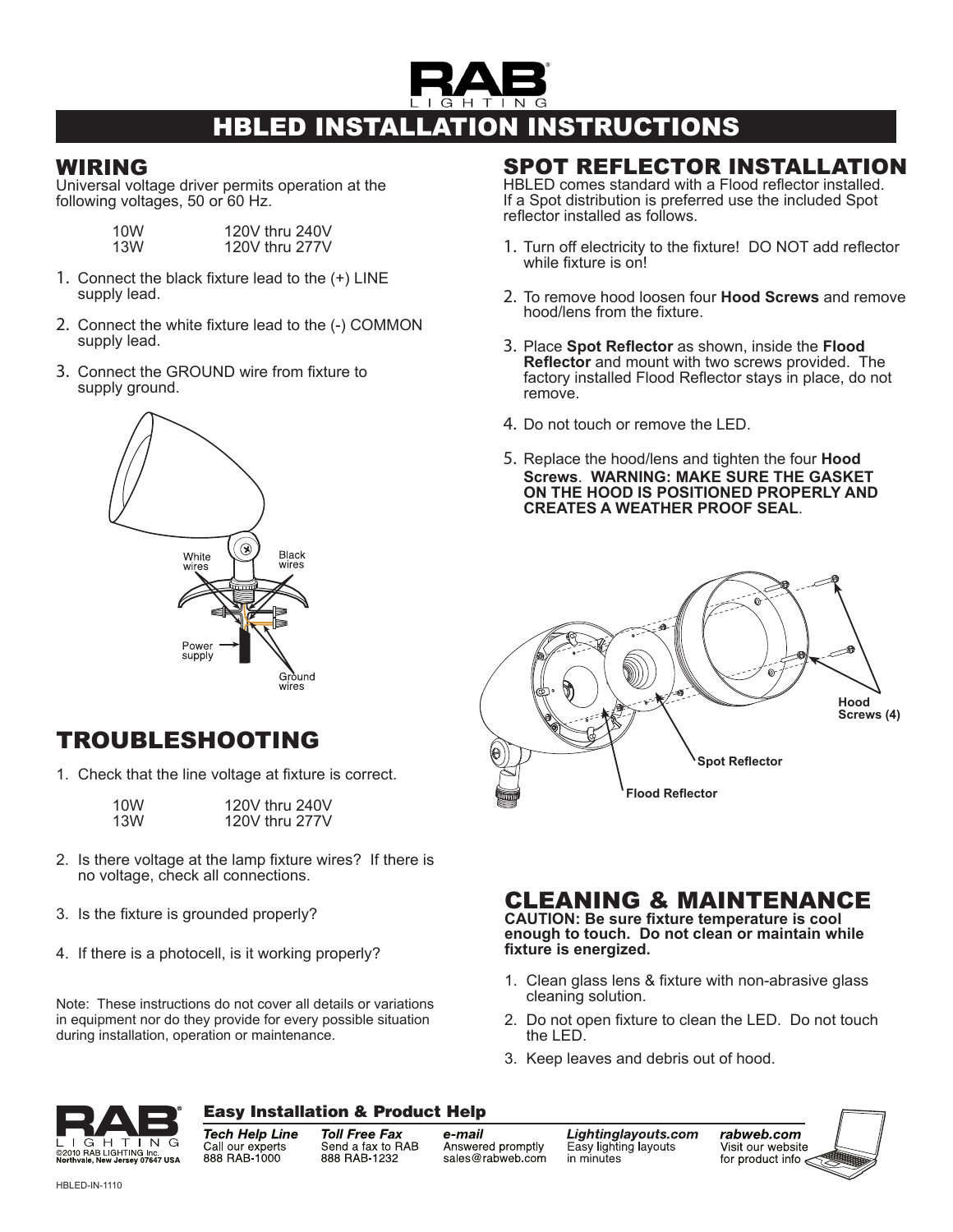# HBLED INSTALLATION INSTRUCTIONS

## WIRING

Universal voltage driver permits operation at the following voltages, 50 or 60 Hz.

| | |
|---|---|
| 10W | 120V thru 240V |
| 13W | 120V thru 277V |

1. Connect the black fixture lead to the (+) LINE supply lead.
2. Connect the white fixture lead to the (-) COMMON supply lead.
3. Connect the GROUND wire from fixture to supply ground.

White wires

Black wires

Power supply

Ground wires

## TROUBLESHOOTING

1. Check that the line voltage at fixture is correct.

| | |
|---|---|
| 10W | 120V thru 240V |
| 13W | 120V thru 277V |

2. Is there voltage at the lamp fixture wires? If there is no voltage, check all connections.
3. Is the fixture is grounded properly?
4. If there is a photocell, is it working properly?

Note: These instructions do not cover all details or variations in equipment nor do they provide for every possible situation during installation, operation or maintenance.

## SPOT REFLECTOR INSTALLATION

HBLED comes standard with a Flood reflector installed. If a Spot distribution is preferred use the included Spot reflector installed as follows.

1. Turn off electricity to the fixture! DO NOT add reflector while fixture is on!
2. To remove hood loosen four **Hood Screws** and remove hood/lens from the fixture.
3. Place **Spot Reflector** as shown, inside the **Flood Reflector** and mount with two screws provided. The factory installed Flood Reflector stays in place, do not remove.
4. Do not touch or remove the LED.
5. Replace the hood/lens and tighten the four **Hood Screws**. **WARNING: MAKE SURE THE GASKET ON THE HOOD IS POSITIONED PROPERLY AND CREATES A WEATHER PROOF SEAL**.

Hood Screws (4)

Spot Reflector

Flood Reflector

## CLEANING & MAINTENANCE

**CAUTION: Be sure fixture temperature is cool enough to touch. Do not clean or maintain while fixture is energized.**

1. Clean glass lens & fixture with non-abrasive glass cleaning solution.
2. Do not open fixture to clean the LED. Do not touch the LED.
3. Keep leaves and debris out of hood.

RAB LIGHTING
©2010 RAB LIGHTING Inc.
Northvale, New Jersey 07647 USA

**Easy Installation & Product Help**

***Tech Help Line*** Call our experts 888 RAB-1000

***Toll Free Fax*** Send a fax to RAB 888 RAB-1232

***e-mail*** Answered promptly sales@rabweb.com

***Lightinglayouts.com*** Easy lighting layouts in minutes

***rabweb.com*** Visit our website for product info

HBLED-IN-1110